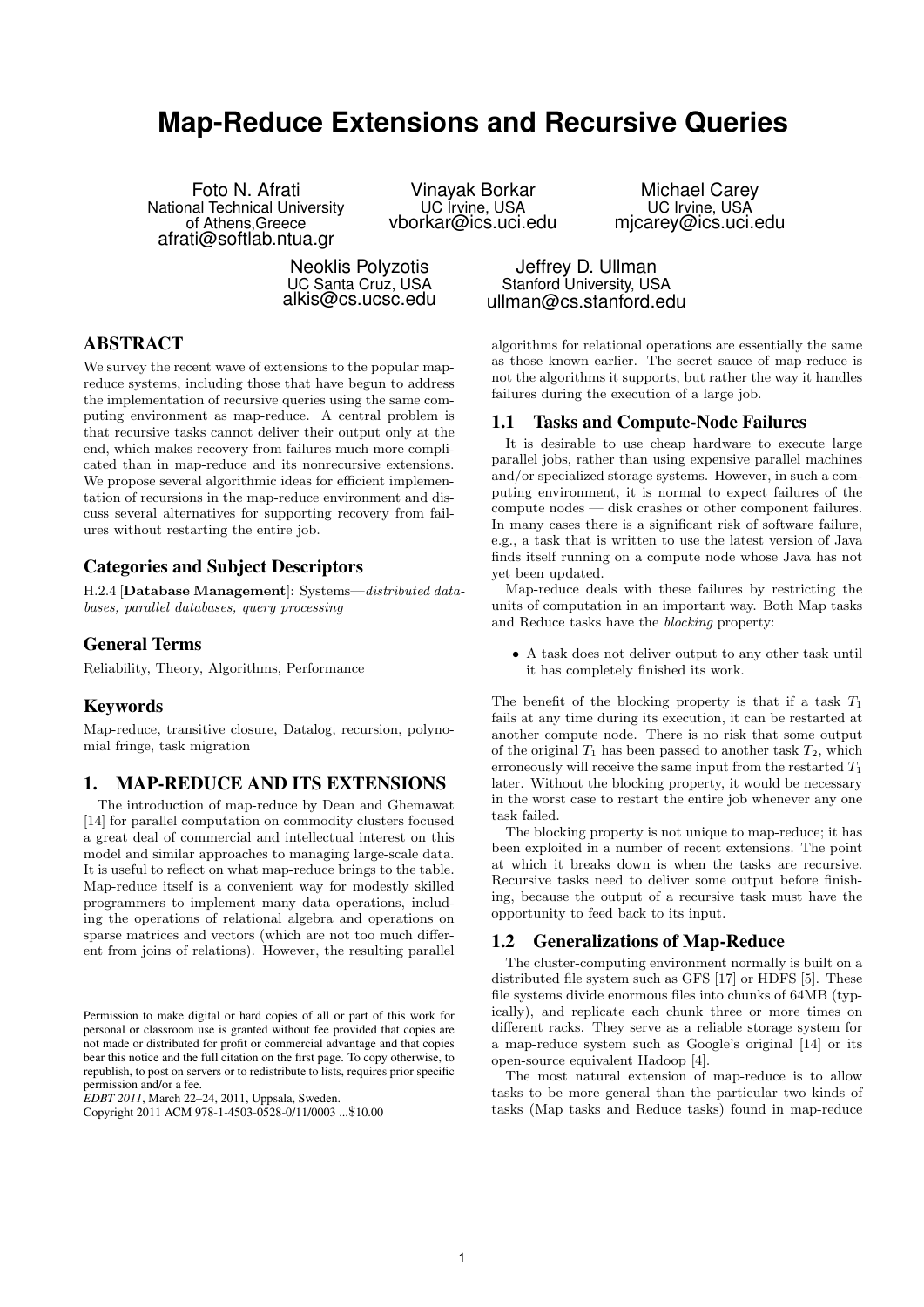# Map-Reduce Extensions and Recursive Queries

Foto N. Afrati
National Technical University of Athens,Greece
afrati@softlab.ntua.gr

Vinayak Borkar
UC Irvine, USA
vborkar@ics.uci.edu

Michael Carey
UC Irvine, USA
mjcarey@ics.uci.edu

Neoklis Polyzotis
UC Santa Cruz, USA
alkis@cs.ucsc.edu

Jeffrey D. Ullman
Stanford University, USA
ullman@cs.stanford.edu

## ABSTRACT

We survey the recent wave of extensions to the popular map-reduce systems, including those that have begun to address the implementation of recursive queries using the same computing environment as map-reduce. A central problem is that recursive tasks cannot deliver their output only at the end, which makes recovery from failures much more complicated than in map-reduce and its nonrecursive extensions. We propose several algorithmic ideas for efficient implementation of recursions in the map-reduce environment and discuss several alternatives for supporting recovery from failures without restarting the entire job.

## Categories and Subject Descriptors

H.2.4 [**Database Management**]: Systems—*distributed databases, parallel databases, query processing*

## General Terms

Reliability, Theory, Algorithms, Performance

## Keywords

Map-reduce, transitive closure, Datalog, recursion, polynomial fringe, task migration

## 1. MAP-REDUCE AND ITS EXTENSIONS

The introduction of map-reduce by Dean and Ghemawat [14] for parallel computation on commodity clusters focused a great deal of commercial and intellectual interest on this model and similar approaches to managing large-scale data. It is useful to reflect on what map-reduce brings to the table. Map-reduce itself is a convenient way for modestly skilled programmers to implement many data operations, including the operations of relational algebra and operations on sparse matrices and vectors (which are not too much different from joins of relations). However, the resulting parallel algorithms for relational operations are essentially the same as those known earlier. The secret sauce of map-reduce is not the algorithms it supports, but rather the way it handles failures during the execution of a large job.

### 1.1 Tasks and Compute-Node Failures

It is desirable to use cheap hardware to execute large parallel jobs, rather than using expensive parallel machines and/or specialized storage systems. However, in such a computing environment, it is normal to expect failures of the compute nodes — disk crashes or other component failures. In many cases there is a significant risk of software failure, e.g., a task that is written to use the latest version of Java finds itself running on a compute node whose Java has not yet been updated.

Map-reduce deals with these failures by restricting the units of computation in an important way. Both Map tasks and Reduce tasks have the *blocking* property:

- A task does not deliver output to any other task until it has completely finished its work.

The benefit of the blocking property is that if a task $T_1$ fails at any time during its execution, it can be restarted at another compute node. There is no risk that some output of the original $T_1$ has been passed to another task $T_2$, which erroneously will receive the same input from the restarted $T_1$ later. Without the blocking property, it would be necessary in the worst case to restart the entire job whenever any one task failed.

The blocking property is not unique to map-reduce; it has been exploited in a number of recent extensions. The point at which it breaks down is when the tasks are recursive. Recursive tasks need to deliver some output before finishing, because the output of a recursive task must have the opportunity to feed back to its input.

### 1.2 Generalizations of Map-Reduce

The cluster-computing environment normally is built on a distributed file system such as GFS [17] or HDFS [5]. These file systems divide enormous files into chunks of 64MB (typically), and replicate each chunk three or more times on different racks. They serve as a reliable storage system for a map-reduce system such as Google's original [14] or its open-source equivalent Hadoop [4].

The most natural extension of map-reduce is to allow tasks to be more general than the particular two kinds of tasks (Map tasks and Reduce tasks) found in map-reduce

Permission to make digital or hard copies of all or part of this work for personal or classroom use is granted without fee provided that copies are not made or distributed for profit or commercial advantage and that copies bear this notice and the full citation on the first page. To copy otherwise, to republish, to post on servers or to redistribute to lists, requires prior specific permission and/or a fee.
*EDBT 2011*, March 22–24, 2011, Uppsala, Sweden.
Copyright 2011 ACM 978-1-4503-0528-0/11/0003 ...$10.00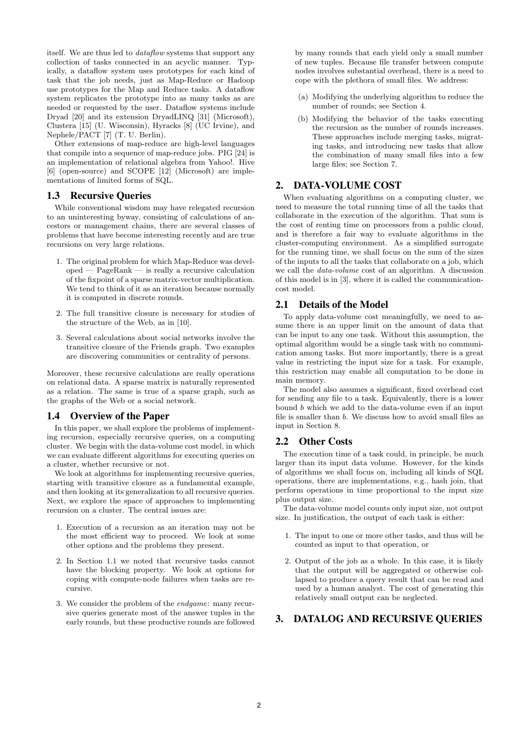itself. We are thus led to *dataflow* systems that support any collection of tasks connected in an acyclic manner. Typically, a dataflow system uses prototypes for each kind of task that the job needs, just as Map-Reduce or Hadoop use prototypes for the Map and Reduce tasks. A dataflow system replicates the prototype into as many tasks as are needed or requested by the user. Dataflow systems include Dryad [20] and its extension DryadLINQ [31] (Microsoft), Clustera [15] (U. Wisconsin), Hyracks [8] (UC Irvine), and Nephele/PACT [7] (T. U. Berlin).

Other extensions of map-reduce are high-level languages that compile into a sequence of map-reduce jobs. PIG [24] is an implementation of relational algebra from Yahoo!. Hive [6] (open-source) and SCOPE [12] (Microsoft) are implementations of limited forms of SQL.

### 1.3 Recursive Queries

While conventional wisdom may have relegated recursion to an uninteresting byway, consisting of calculations of ancestors or management chains, there are several classes of problems that have become interesting recently and are true recursions on very large relations.

1. The original problem for which Map-Reduce was developed — PageRank — is really a recursive calculation of the fixpoint of a sparse matrix-vector multiplication. We tend to think of it as an iteration because normally it is computed in discrete rounds.
2. The full transitive closure is necessary for studies of the structure of the Web, as in [10].
3. Several calculations about social networks involve the transitive closure of the Friends graph. Two examples are discovering communities or centrality of persons.

Moreover, these recursive calculations are really operations on relational data. A sparse matrix is naturally represented as a relation. The same is true of a sparse graph, such as the graphs of the Web or a social network.

### 1.4 Overview of the Paper

In this paper, we shall explore the problems of implementing recursion, especially recursive queries, on a computing cluster. We begin with the data-volume cost model, in which we can evaluate different algorithms for executing queries on a cluster, whether recursive or not.

We look at algorithms for implementing recursive queries, starting with transitive closure as a fundamental example, and then looking at its generalization to all recursive queries. Next, we explore the space of approaches to implementing recursion on a cluster. The central issues are:

1. Execution of a recursion as an iteration may not be the most efficient way to proceed. We look at some other options and the problems they present.
2. In Section 1.1 we noted that recursive tasks cannot have the blocking property. We look at options for coping with compute-node failures when tasks are recursive.
3. We consider the problem of the *endgame*: many recursive queries generate most of the answer tuples in the early rounds, but these productive rounds are followed by many rounds that each yield only a small number of new tuples. Because file transfer between compute nodes involves substantial overhead, there is a need to cope with the plethora of small files. We address:
   (a) Modifying the underlying algorithm to reduce the number of rounds; see Section 4.
   (b) Modifying the behavior of the tasks executing the recursion as the number of rounds increases. These approaches include merging tasks, migrating tasks, and introducing new tasks that allow the combination of many small files into a few large files; see Section 7.

## 2. DATA-VOLUME COST

When evaluating algorithms on a computing cluster, we need to measure the total running time of all the tasks that collaborate in the execution of the algorithm. That sum is the cost of renting time on processors from a public cloud, and is therefore a fair way to evaluate algorithms in the cluster-computing environment. As a simplified surrogate for the running time, we shall focus on the sum of the sizes of the inputs to all the tasks that collaborate on a job, which we call the *data-volume* cost of an algorithm. A discussion of this model is in [3], where it is called the communication-cost model.

### 2.1 Details of the Model

To apply data-volume cost meaningfully, we need to assume there is an upper limit on the amount of data that can be input to any one task. Without this assumption, the optimal algorithm would be a single task with no communication among tasks. But more importantly, there is a great value in restricting the input size for a task. For example, this restriction may enable all computation to be done in main memory.

The model also assumes a significant, fixed overhead cost for sending any file to a task. Equivalently, there is a lower bound $b$ which we add to the data-volume even if an input file is smaller than $b$. We discuss how to avoid small files as input in Section 8.

### 2.2 Other Costs

The execution time of a task could, in principle, be much larger than its input data volume. However, for the kinds of algorithms we shall focus on, including all kinds of SQL operations, there are implementations, e.g., hash join, that perform operations in time proportional to the input size plus output size.

The data-volume model counts only input size, not output size. In justification, the output of each task is either:

1. The input to one or more other tasks, and thus will be counted as input to that operation, or
2. Output of the job as a whole. In this case, it is likely that the output will be aggregated or otherwise collapsed to produce a query result that can be read and used by a human analyst. The cost of generating this relatively small output can be neglected.

## 3. DATALOG AND RECURSIVE QUERIES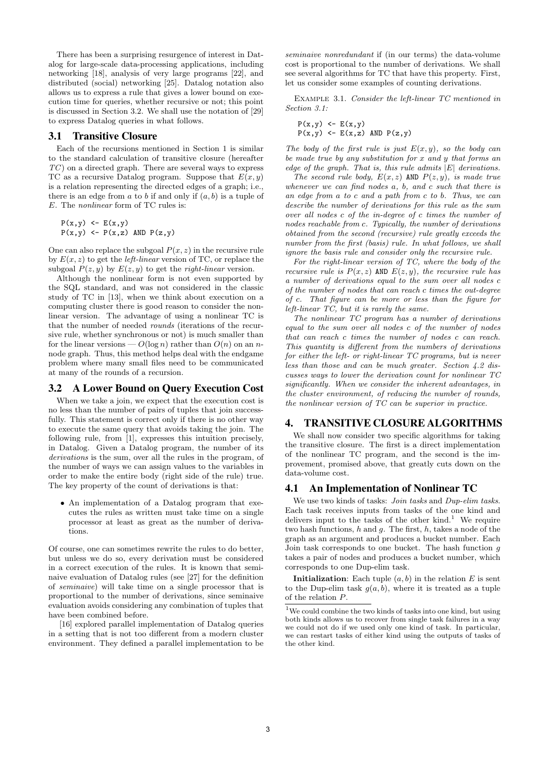There has been a surprising resurgence of interest in Datalog for large-scale data-processing applications, including networking [18], analysis of very large programs [22], and distributed (social) networking [25]. Datalog notation also allows us to express a rule that gives a lower bound on execution time for queries, whether recursive or not; this point is discussed in Section 3.2. We shall use the notation of [29] to express Datalog queries in what follows.

## 3.1 Transitive Closure

Each of the recursions mentioned in Section 1 is similar to the standard calculation of transitive closure (hereafter *TC*) on a directed graph. There are several ways to express TC as a recursive Datalog program. Suppose that $E(x, y)$ is a relation representing the directed edges of a graph; i.e., there is an edge from $a$ to $b$ if and only if $(a, b)$ is a tuple of $E$. The *nonlinear* form of TC rules is:

```
P(x,y) <- E(x,y)
P(x,y) <- P(x,z) AND P(z,y)
```

One can also replace the subgoal $P(x, z)$ in the recursive rule by $E(x, z)$ to get the *left-linear* version of TC, or replace the subgoal $P(z, y)$ by $E(z, y)$ to get the *right-linear* version.

Although the nonlinear form is not even supported by the SQL standard, and was not considered in the classic study of TC in [13], when we think about execution on a computing cluster there is good reason to consider the nonlinear version. The advantage of using a nonlinear TC is that the number of needed *rounds* (iterations of the recursive rule, whether synchronous or not) is much smaller than for the linear versions — $O(\log n)$ rather than $O(n)$ on an $n$-node graph. Thus, this method helps deal with the endgame problem where many small files need to be communicated at many of the rounds of a recursion.

## 3.2 A Lower Bound on Query Execution Cost

When we take a join, we expect that the execution cost is no less than the number of pairs of tuples that join successfully. This statement is correct only if there is no other way to execute the same query that avoids taking the join. The following rule, from [1], expresses this intuition precisely, in Datalog. Given a Datalog program, the number of its *derivations* is the sum, over all the rules in the program, of the number of ways we can assign values to the variables in order to make the entire body (right side of the rule) true. The key property of the count of derivations is that:

- An implementation of a Datalog program that executes the rules as written must take time on a single processor at least as great as the number of derivations.

Of course, one can sometimes rewrite the rules to do better, but unless we do so, every derivation must be considered in a correct execution of the rules. It is known that seminaive evaluation of Datalog rules (see [27] for the definition of *seminaive*) will take time on a single processor that is proportional to the number of derivations, since seminaive evaluation avoids considering any combination of tuples that have been combined before.

[16] explored parallel implementation of Datalog queries in a setting that is not too different from a modern cluster environment. They defined a parallel implementation to be *seminaive nonredundant* if (in our terms) the data-volume cost is proportional to the number of derivations. We shall see several algorithms for TC that have this property. First, let us consider some examples of counting derivations.

Example 3.1. *Consider the left-linear TC mentioned in Section 3.1:*

```
P(x,y) <- E(x,y)
P(x,y) <- E(x,z) AND P(z,y)
```

*The body of the first rule is just $E(x, y)$, so the body can be made true by any substitution for $x$ and $y$ that forms an edge of the graph. That is, this rule admits $|E|$ derivations.*

*The second rule body, $E(x, z)$ AND $P(z, y)$, is made true whenever we can find nodes $a$, $b$, and $c$ such that there is an edge from $a$ to $c$ and a path from $c$ to $b$. Thus, we can describe the number of derivations for this rule as the sum over all nodes $c$ of the in-degree of $c$ times the number of nodes reachable from $c$. Typically, the number of derivations obtained from the second (recursive) rule greatly exceeds the number from the first (basis) rule. In what follows, we shall ignore the basis rule and consider only the recursive rule.*

*For the right-linear version of TC, where the body of the recursive rule is $P(x, z)$ AND $E(z, y)$, the recursive rule has a number of derivations equal to the sum over all nodes $c$ of the number of nodes that can reach $c$ times the out-degree of $c$. That figure can be more or less than the figure for left-linear TC, but it is rarely the same.*

*The nonlinear TC program has a number of derivations equal to the sum over all nodes $c$ of the number of nodes that can reach $c$ times the number of nodes $c$ can reach. This quantity is different from the numbers of derivations for either the left- or right-linear TC programs, but is never less than those and can be much greater. Section 4.2 discusses ways to lower the derivation count for nonlinear TC significantly. When we consider the inherent advantages, in the cluster environment, of reducing the number of rounds, the nonlinear version of TC can be superior in practice.*

# 4. TRANSITIVE CLOSURE ALGORITHMS

We shall now consider two specific algorithms for taking the transitive closure. The first is a direct implementation of the nonlinear TC program, and the second is the improvement, promised above, that greatly cuts down on the data-volume cost.

## 4.1 An Implementation of Nonlinear TC

We use two kinds of tasks: *Join tasks* and *Dup-elim tasks*. Each task receives inputs from tasks of the one kind and delivers input to the tasks of the other kind.[1] We require two hash functions, $h$ and $g$. The first, $h$, takes a node of the graph as an argument and produces a bucket number. Each Join task corresponds to one bucket. The hash function $g$ takes a pair of nodes and produces a bucket number, which corresponds to one Dup-elim task.

**Initialization**: Each tuple $(a, b)$ in the relation $E$ is sent to the Dup-elim task $g(a, b)$, where it is treated as a tuple of the relation $P$.

[1] We could combine the two kinds of tasks into one kind, but using both kinds allows us to recover from single task failures in a way we could not do if we used only one kind of task. In particular, we can restart tasks of either kind using the outputs of tasks of the other kind.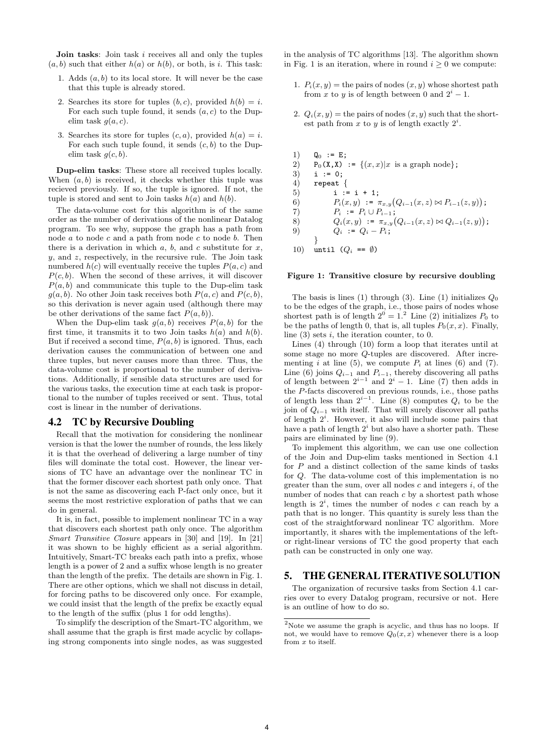**Join tasks**: Join task $i$ receives all and only the tuples $(a, b)$ such that either $h(a)$ or $h(b)$, or both, is $i$. This task:

1. Adds $(a, b)$ to its local store. It will never be the case that this tuple is already stored.
2. Searches its store for tuples $(b, c)$, provided $h(b) = i$. For each such tuple found, it sends $(a, c)$ to the Dup-elim task $g(a, c)$.
3. Searches its store for tuples $(c, a)$, provided $h(a) = i$. For each such tuple found, it sends $(c, b)$ to the Dup-elim task $g(c, b)$.

**Dup-elim tasks**: These store all received tuples locally. When $(a, b)$ is received, it checks whether this tuple was recieved previously. If so, the tuple is ignored. If not, the tuple is stored and sent to Join tasks $h(a)$ and $h(b)$.

The data-volume cost for this algorithm is of the same order as the number of derivations of the nonlinear Datalog program. To see why, suppose the graph has a path from node $a$ to node $c$ and a path from node $c$ to node $b$. Then there is a derivation in which $a$, $b$, and $c$ substitute for $x$, $y$, and $z$, respectively, in the recursive rule. The Join task numbered $h(c)$ will eventually receive the tuples $P(a, c)$ and $P(c, b)$. When the second of these arrives, it will discover $P(a, b)$ and communicate this tuple to the Dup-elim task $g(a, b)$. No other Join task receives both $P(a, c)$ and $P(c, b)$, so this derivation is never again used (although there may be other derivations of the same fact $P(a, b)$).

When the Dup-elim task $g(a, b)$ receives $P(a, b)$ for the first time, it transmits it to two Join tasks $h(a)$ and $h(b)$. But if received a second time, $P(a, b)$ is ignored. Thus, each derivation causes the communication of between one and three tuples, but never causes more than three. Thus, the data-volume cost is proportional to the number of derivations. Additionally, if sensible data structures are used for the various tasks, the execution time at each task is proportional to the number of tuples received or sent. Thus, total cost is linear in the number of derivations.

## 4.2 TC by Recursive Doubling

Recall that the motivation for considering the nonlinear version is that the lower the number of rounds, the less likely it is that the overhead of delivering a large number of tiny files will dominate the total cost. However, the linear versions of TC have an advantage over the nonlinear TC in that the former discover each shortest path only once. That is not the same as discovering each P-fact only once, but it seems the most restrictive exploration of paths that we can do in general.

It is, in fact, possible to implement nonlinear TC in a way that discovers each shortest path only once. The algorithm *Smart Transitive Closure* appears in [30] and [19]. In [21] it was shown to be highly efficient as a serial algorithm. Intuitively, Smart-TC breaks each path into a prefix, whose length is a power of 2 and a suffix whose length is no greater than the length of the prefix. The details are shown in Fig. 1. There are other options, which we shall not discuss in detail, for forcing paths to be discovered only once. For example, we could insist that the length of the prefix be exactly equal to the length of the suffix (plus 1 for odd lengths).

To simplify the description of the Smart-TC algorithm, we shall assume that the graph is first made acyclic by collapsing strong components into single nodes, as was suggested in the analysis of TC algorithms [13]. The algorithm shown in Fig. 1 is an iteration, where in round $i \geq 0$ we compute:

1. $P_i(x, y)$ = the pairs of nodes $(x, y)$ whose shortest path from $x$ to $y$ is of length between 0 and $2^i - 1$.
2. $Q_i(x, y)$ = the pairs of nodes $(x, y)$ such that the shortest path from $x$ to $y$ is of length exactly $2^i$.

```
1)    Q0 := E;
2)    P0(X,X) := {(x,x) | x is a graph node};
3)    i := 0;
4)    repeat {
5)        i := i + 1;
6)        Pi(x,y) := π_{x,y}(Q_{i-1}(x,z) ⋈ P_{i-1}(z,y));
7)        Pi := Pi ∪ P_{i-1};
8)        Qi(x,y) := π_{x,y}(Q_{i-1}(x,z) ⋈ Q_{i-1}(z,y));
9)        Qi := Qi − Pi;
      }
10)   until (Qi == ∅)
```

**Figure 1: Transitive closure by recursive doubling**

The basis is lines (1) through (3). Line (1) initializes $Q_0$ to be the edges of the graph, i.e., those pairs of nodes whose shortest path is of length $2^0 = 1$.[2] Line (2) initializes $P_0$ to be the paths of length 0, that is, all tuples $P_0(x, x)$. Finally, line (3) sets $i$, the iteration counter, to 0.

Lines (4) through (10) form a loop that iterates until at some stage no more $Q$-tuples are discovered. After incrementing $i$ at line (5), we compute $P_i$ at lines (6) and (7). Line (6) joins $Q_{i-1}$ and $P_{i-1}$, thereby discovering all paths of length between $2^{i-1}$ and $2^i - 1$. Line (7) then adds in the $P$-facts discovered on previous rounds, i.e., those paths of length less than $2^{i-1}$. Line (8) computes $Q_i$ to be the join of $Q_{i-1}$ with itself. That will surely discover all paths of length $2^i$. However, it also will include some pairs that have a path of length $2^i$ but also have a shorter path. These pairs are eliminated by line (9).

To implement this algorithm, we can use one collection of the Join and Dup-elim tasks mentioned in Section 4.1 for $P$ and a distinct collection of the same kinds of tasks for $Q$. The data-volume cost of this implementation is no greater than the sum, over all nodes $c$ and integers $i$, of the number of nodes that can reach $c$ by a shortest path whose length is $2^i$, times the number of nodes $c$ can reach by a path that is no longer. This quantity is surely less than the cost of the straightforward nonlinear TC algorithm. More importantly, it shares with the implementations of the left- or right-linear versions of TC the good property that each path can be constructed in only one way.

# 5. THE GENERAL ITERATIVE SOLUTION

The organization of recursive tasks from Section 4.1 carries over to every Datalog program, recursive or not. Here is an outline of how to do so.

[2]Note we assume the graph is acyclic, and thus has no loops. If not, we would have to remove $Q_0(x, x)$ whenever there is a loop from $x$ to itself.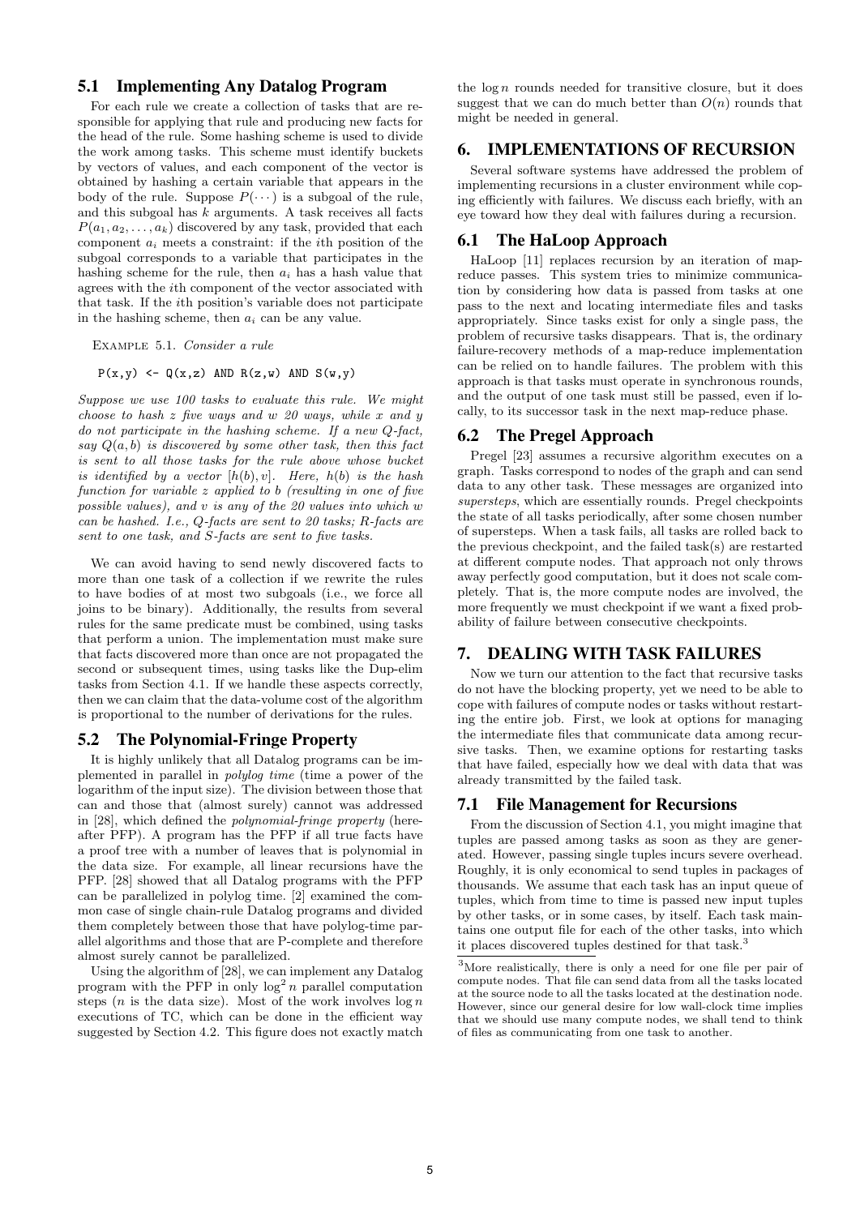## 5.1 Implementing Any Datalog Program

For each rule we create a collection of tasks that are responsible for applying that rule and producing new facts for the head of the rule. Some hashing scheme is used to divide the work among tasks. This scheme must identify buckets by vectors of values, and each component of the vector is obtained by hashing a certain variable that appears in the body of the rule. Suppose $P(\cdots)$ is a subgoal of the rule, and this subgoal has $k$ arguments. A task receives all facts $P(a_1, a_2, \ldots, a_k)$ discovered by any task, provided that each component $a_i$ meets a constraint: if the $i$th position of the subgoal corresponds to a variable that participates in the hashing scheme for the rule, then $a_i$ has a hash value that agrees with the $i$th component of the vector associated with that task. If the $i$th position's variable does not participate in the hashing scheme, then $a_i$ can be any value.

Example 5.1. *Consider a rule*

```
P(x,y) <- Q(x,z) AND R(z,w) AND S(w,y)
```

*Suppose we use 100 tasks to evaluate this rule. We might choose to hash $z$ five ways and $w$ 20 ways, while $x$ and $y$ do not participate in the hashing scheme. If a new Q-fact, say $Q(a, b)$ is discovered by some other task, then this fact is sent to all those tasks for the rule above whose bucket is identified by a vector $[h(b), v]$. Here, $h(b)$ is the hash function for variable $z$ applied to $b$ (resulting in one of five possible values), and $v$ is any of the 20 values into which $w$ can be hashed. I.e., Q-facts are sent to 20 tasks; R-facts are sent to one task, and S-facts are sent to five tasks.*

We can avoid having to send newly discovered facts to more than one task of a collection if we rewrite the rules to have bodies of at most two subgoals (i.e., we force all joins to be binary). Additionally, the results from several rules for the same predicate must be combined, using tasks that perform a union. The implementation must make sure that facts discovered more than once are not propagated the second or subsequent times, using tasks like the Dup-elim tasks from Section 4.1. If we handle these aspects correctly, then we can claim that the data-volume cost of the algorithm is proportional to the number of derivations for the rules.

## 5.2 The Polynomial-Fringe Property

It is highly unlikely that all Datalog programs can be implemented in parallel in *polylog time* (time a power of the logarithm of the input size). The division between those that can and those that (almost surely) cannot was addressed in [28], which defined the *polynomial-fringe property* (hereafter PFP). A program has the PFP if all true facts have a proof tree with a number of leaves that is polynomial in the data size. For example, all linear recursions have the PFP. [28] showed that all Datalog programs with the PFP can be parallelized in polylog time. [2] examined the common case of single chain-rule Datalog programs and divided them completely between those that have polylog-time parallel algorithms and those that are P-complete and therefore almost surely cannot be parallelized.

Using the algorithm of [28], we can implement any Datalog program with the PFP in only $\log^2 n$ parallel computation steps ($n$ is the data size). Most of the work involves $\log n$ executions of TC, which can be done in the efficient way suggested by Section 4.2. This figure does not exactly match the $\log n$ rounds needed for transitive closure, but it does suggest that we can do much better than $O(n)$ rounds that might be needed in general.

# 6. IMPLEMENTATIONS OF RECURSION

Several software systems have addressed the problem of implementing recursions in a cluster environment while coping efficiently with failures. We discuss each briefly, with an eye toward how they deal with failures during a recursion.

## 6.1 The HaLoop Approach

HaLoop [11] replaces recursion by an iteration of map-reduce passes. This system tries to minimize communication by considering how data is passed from tasks at one pass to the next and locating intermediate files and tasks appropriately. Since tasks exist for only a single pass, the problem of recursive tasks disappears. That is, the ordinary failure-recovery methods of a map-reduce implementation can be relied on to handle failures. The problem with this approach is that tasks must operate in synchronous rounds, and the output of one task must still be passed, even if locally, to its successor task in the next map-reduce phase.

## 6.2 The Pregel Approach

Pregel [23] assumes a recursive algorithm executes on a graph. Tasks correspond to nodes of the graph and can send data to any other task. These messages are organized into *supersteps*, which are essentially rounds. Pregel checkpoints the state of all tasks periodically, after some chosen number of supersteps. When a task fails, all tasks are rolled back to the previous checkpoint, and the failed task(s) are restarted at different compute nodes. That approach not only throws away perfectly good computation, but it does not scale completely. That is, the more compute nodes are involved, the more frequently we must checkpoint if we want a fixed probability of failure between consecutive checkpoints.

# 7. DEALING WITH TASK FAILURES

Now we turn our attention to the fact that recursive tasks do not have the blocking property, yet we need to be able to cope with failures of compute nodes or tasks without restarting the entire job. First, we look at options for managing the intermediate files that communicate data among recursive tasks. Then, we examine options for restarting tasks that have failed, especially how we deal with data that was already transmitted by the failed task.

## 7.1 File Management for Recursions

From the discussion of Section 4.1, you might imagine that tuples are passed among tasks as soon as they are generated. However, passing single tuples incurs severe overhead. Roughly, it is only economical to send tuples in packages of thousands. We assume that each task has an input queue of tuples, which from time to time is passed new input tuples by other tasks, or in some cases, by itself. Each task maintains one output file for each of the other tasks, into which it places discovered tuples destined for that task.[3]

[3]More realistically, there is only a need for one file per pair of compute nodes. That file can send data from all the tasks located at the source node to all the tasks located at the destination node. However, since our general desire for low wall-clock time implies that we should use many compute nodes, we shall tend to think of files as communicating from one task to another.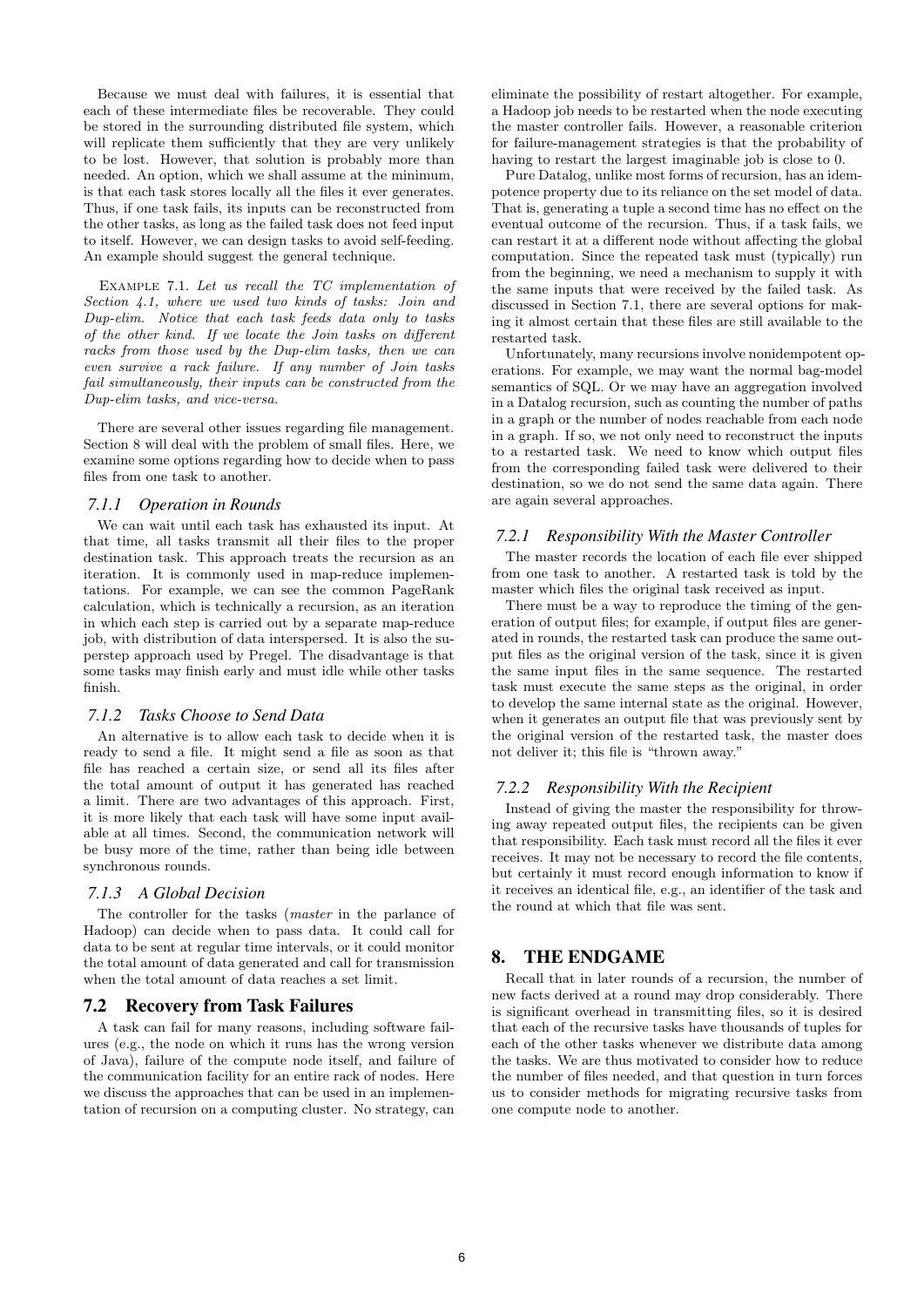Because we must deal with failures, it is essential that each of these intermediate files be recoverable. They could be stored in the surrounding distributed file system, which will replicate them sufficiently that they are very unlikely to be lost. However, that solution is probably more than needed. An option, which we shall assume at the minimum, is that each task stores locally all the files it ever generates. Thus, if one task fails, its inputs can be reconstructed from the other tasks, as long as the failed task does not feed input to itself. However, we can design tasks to avoid self-feeding. An example should suggest the general technique.

Example 7.1. *Let us recall the TC implementation of Section 4.1, where we used two kinds of tasks: Join and Dup-elim. Notice that each task feeds data only to tasks of the other kind. If we locate the Join tasks on different racks from those used by the Dup-elim tasks, then we can even survive a rack failure. If any number of Join tasks fail simultaneously, their inputs can be constructed from the Dup-elim tasks, and vice-versa.*

There are several other issues regarding file management. Section 8 will deal with the problem of small files. Here, we examine some options regarding how to decide when to pass files from one task to another.

### 7.1.1 Operation in Rounds

We can wait until each task has exhausted its input. At that time, all tasks transmit all their files to the proper destination task. This approach treats the recursion as an iteration. It is commonly used in map-reduce implementations. For example, we can see the common PageRank calculation, which is technically a recursion, as an iteration in which each step is carried out by a separate map-reduce job, with distribution of data interspersed. It is also the superstep approach used by Pregel. The disadvantage is that some tasks may finish early and must idle while other tasks finish.

### 7.1.2 Tasks Choose to Send Data

An alternative is to allow each task to decide when it is ready to send a file. It might send a file as soon as that file has reached a certain size, or send all its files after the total amount of output it has generated has reached a limit. There are two advantages of this approach. First, it is more likely that each task will have some input available at all times. Second, the communication network will be busy more of the time, rather than being idle between synchronous rounds.

### 7.1.3 A Global Decision

The controller for the tasks (*master* in the parlance of Hadoop) can decide when to pass data. It could call for data to be sent at regular time intervals, or it could monitor the total amount of data generated and call for transmission when the total amount of data reaches a set limit.

## 7.2 Recovery from Task Failures

A task can fail for many reasons, including software failures (e.g., the node on which it runs has the wrong version of Java), failure of the compute node itself, and failure of the communication facility for an entire rack of nodes. Here we discuss the approaches that can be used in an implementation of recursion on a computing cluster. No strategy, can eliminate the possibility of restart altogether. For example, a Hadoop job needs to be restarted when the node executing the master controller fails. However, a reasonable criterion for failure-management strategies is that the probability of having to restart the largest imaginable job is close to 0.

Pure Datalog, unlike most forms of recursion, has an idempotence property due to its reliance on the set model of data. That is, generating a tuple a second time has no effect on the eventual outcome of the recursion. Thus, if a task fails, we can restart it at a different node without affecting the global computation. Since the repeated task must (typically) run from the beginning, we need a mechanism to supply it with the same inputs that were received by the failed task. As discussed in Section 7.1, there are several options for making it almost certain that these files are still available to the restarted task.

Unfortunately, many recursions involve nonidempotent operations. For example, we may want the normal bag-model semantics of SQL. Or we may have an aggregation involved in a Datalog recursion, such as counting the number of paths in a graph or the number of nodes reachable from each node in a graph. If so, we not only need to reconstruct the inputs to a restarted task. We need to know which output files from the corresponding failed task were delivered to their destination, so we do not send the same data again. There are again several approaches.

### 7.2.1 Responsibility With the Master Controller

The master records the location of each file ever shipped from one task to another. A restarted task is told by the master which files the original task received as input.

There must be a way to reproduce the timing of the generation of output files; for example, if output files are generated in rounds, the restarted task can produce the same output files as the original version of the task, since it is given the same input files in the same sequence. The restarted task must execute the same steps as the original, in order to develop the same internal state as the original. However, when it generates an output file that was previously sent by the original version of the restarted task, the master does not deliver it; this file is "thrown away."

### 7.2.2 Responsibility With the Recipient

Instead of giving the master the responsibility for throwing away repeated output files, the recipients can be given that responsibility. Each task must record all the files it ever receives. It may not be necessary to record the file contents, but certainly it must record enough information to know if it receives an identical file, e.g., an identifier of the task and the round at which that file was sent.

# 8. THE ENDGAME

Recall that in later rounds of a recursion, the number of new facts derived at a round may drop considerably. There is significant overhead in transmitting files, so it is desired that each of the recursive tasks have thousands of tuples for each of the other tasks whenever we distribute data among the tasks. We are thus motivated to consider how to reduce the number of files needed, and that question in turn forces us to consider methods for migrating recursive tasks from one compute node to another.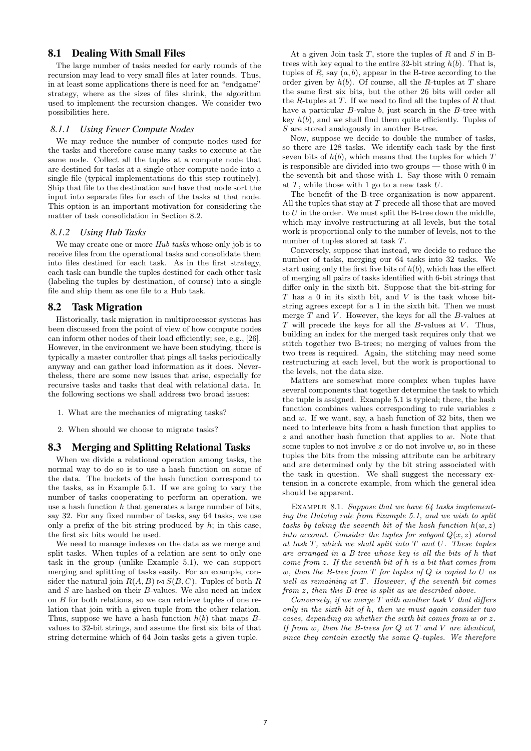## 8.1 Dealing With Small Files

The large number of tasks needed for early rounds of the recursion may lead to very small files at later rounds. Thus, in at least some applications there is need for an "endgame" strategy, where as the sizes of files shrink, the algorithm used to implement the recursion changes. We consider two possibilities here.

### 8.1.1 Using Fewer Compute Nodes

We may reduce the number of compute nodes used for the tasks and therefore cause many tasks to execute at the same node. Collect all the tuples at a compute node that are destined for tasks at a single other compute node into a single file (typical implementations do this step routinely). Ship that file to the destination and have that node sort the input into separate files for each of the tasks at that node. This option is an important motivation for considering the matter of task consolidation in Section 8.2.

### 8.1.2 Using Hub Tasks

We may create one or more *Hub tasks* whose only job is to receive files from the operational tasks and consolidate them into files destined for each task. As in the first strategy, each task can bundle the tuples destined for each other task (labeling the tuples by destination, of course) into a single file and ship them as one file to a Hub task.

## 8.2 Task Migration

Historically, task migration in multiprocessor systems has been discussed from the point of view of how compute nodes can inform other nodes of their load efficiently; see, e.g., [26]. However, in the environment we have been studying, there is typically a master controller that pings all tasks periodically anyway and can gather load information as it does. Nevertheless, there are some new issues that arise, especially for recursive tasks and tasks that deal with relational data. In the following sections we shall address two broad issues:

1. What are the mechanics of migrating tasks?
2. When should we choose to migrate tasks?

## 8.3 Merging and Splitting Relational Tasks

When we divide a relational operation among tasks, the normal way to do so is to use a hash function on some of the data. The buckets of the hash function correspond to the tasks, as in Example 5.1. If we are going to vary the number of tasks cooperating to perform an operation, we use a hash function $h$ that generates a large number of bits, say 32. For any fixed number of tasks, say 64 tasks, we use only a prefix of the bit string produced by $h$; in this case, the first six bits would be used.

We need to manage indexes on the data as we merge and split tasks. When tuples of a relation are sent to only one task in the group (unlike Example 5.1), we can support merging and splitting of tasks easily. For an example, consider the natural join $R(A,B) \bowtie S(B,C)$. Tuples of both $R$ and $S$ are hashed on their $B$-values. We also need an index on $B$ for both relations, so we can retrieve tuples of one relation that join with a given tuple from the other relation. Thus, suppose we have a hash function $h(b)$ that maps $B$-values to 32-bit strings, and assume the first six bits of that string determine which of 64 Join tasks gets a given tuple.

At a given Join task $T$, store the tuples of $R$ and $S$ in B-trees with key equal to the entire 32-bit string $h(b)$. That is, tuples of $R$, say $(a,b)$, appear in the B-tree according to the order given by $h(b)$. Of course, all the $R$-tuples at $T$ share the same first six bits, but the other 26 bits will order all the $R$-tuples at $T$. If we need to find all the tuples of $R$ that have a particular $B$-value $b$, just search in the $B$-tree with key $h(b)$, and we shall find them quite efficiently. Tuples of $S$ are stored analogously in another B-tree.

Now, suppose we decide to double the number of tasks, so there are 128 tasks. We identify each task by the first seven bits of $h(b)$, which means that the tuples for which $T$ is responsible are divided into two groups — those with 0 in the seventh bit and those with 1. Say those with 0 remain at $T$, while those with 1 go to a new task $U$.

The benefit of the B-tree organization is now apparent. All the tuples that stay at $T$ precede all those that are moved to $U$ in the order. We must split the B-tree down the middle, which may involve restructuring at all levels, but the total work is proportional only to the number of levels, not to the number of tuples stored at task $T$.

Conversely, suppose that instead, we decide to reduce the number of tasks, merging our 64 tasks into 32 tasks. We start using only the first five bits of $h(b)$, which has the effect of merging all pairs of tasks identified with 6-bit strings that differ only in the sixth bit. Suppose that the bit-string for $T$ has a 0 in its sixth bit, and $V$ is the task whose bit-string agrees except for a 1 in the sixth bit. Then we must merge $T$ and $V$. However, the keys for all the $B$-values at $T$ will precede the keys for all the $B$-values at $V$. Thus, building an index for the merged task requires only that we stitch together two B-trees; no merging of values from the two trees is required. Again, the stitching may need some restructuring at each level, but the work is proportional to the levels, not the data size.

Matters are somewhat more complex when tuples have several components that together determine the task to which the tuple is assigned. Example 5.1 is typical; there, the hash function combines values corresponding to rule variables $z$ and $w$. If we want, say, a hash function of 32 bits, then we need to interleave bits from a hash function that applies to $z$ and another hash function that applies to $w$. Note that some tuples to not involve $z$ or do not involve $w$, so in these tuples the bits from the missing attribute can be arbitrary and are determined only by the bit string associated with the task in question. We shall suggest the necessary extension in a concrete example, from which the general idea should be apparent.

Example 8.1. *Suppose that we have 64 tasks implementing the Datalog rule from Example 5.1, and we wish to split tasks by taking the seventh bit of the hash function $h(w,z)$ into account. Consider the tuples for subgoal $Q(x,z)$ stored at task $T$, which we shall split into $T$ and $U$. These tuples are arranged in a B-tree whose key is all the bits of $h$ that come from $z$. If the seventh bit of $h$ is a bit that comes from $w$, then the B-tree from $T$ for tuples of $Q$ is copied to $U$ as well as remaining at $T$. However, if the seventh bit comes from $z$, then this B-tree is split as we described above.*

*Conversely, if we merge $T$ with another task $V$ that differs only in the sixth bit of $h$, then we must again consider two cases, depending on whether the sixth bit comes from $w$ or $z$. If from $w$, then the B-trees for $Q$ at $T$ and $V$ are identical, since they contain exactly the same $Q$-tuples. We therefore*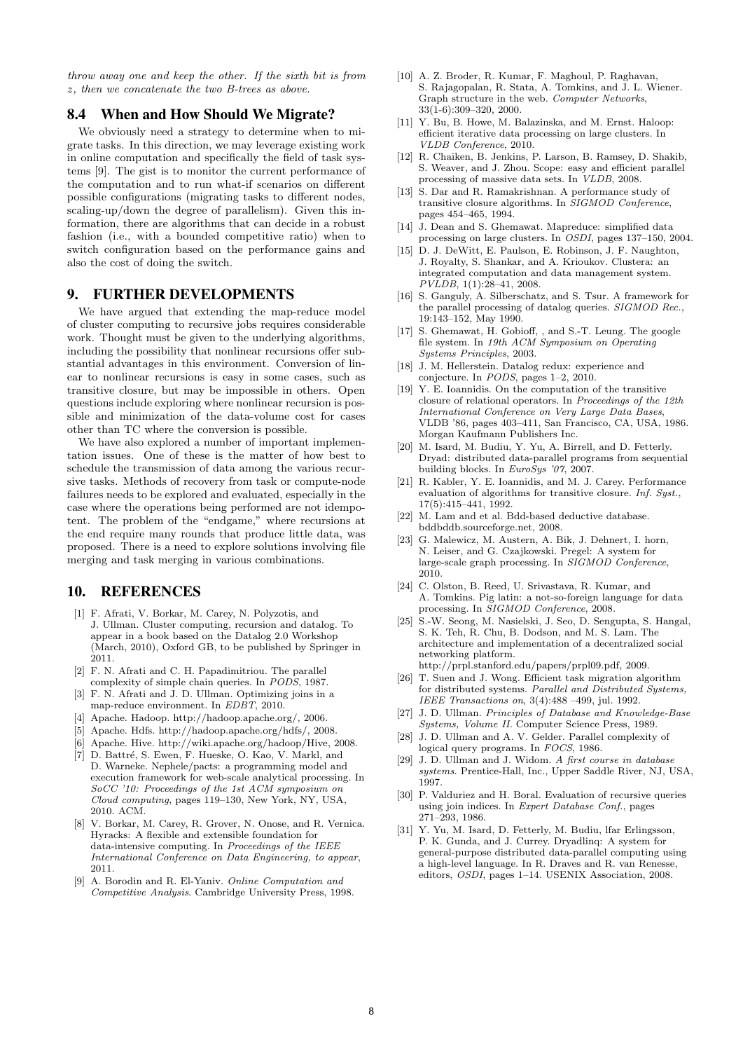*throw away one and keep the other. If the sixth bit is from z, then we concatenate the two B-trees as above.*

## 8.4 When and How Should We Migrate?

We obviously need a strategy to determine when to migrate tasks. In this direction, we may leverage existing work in online computation and specifically the field of task systems [9]. The gist is to monitor the current performance of the computation and to run what-if scenarios on different possible configurations (migrating tasks to different nodes, scaling-up/down the degree of parallelism). Given this information, there are algorithms that can decide in a robust fashion (i.e., with a bounded competitive ratio) when to switch configuration based on the performance gains and also the cost of doing the switch.

# 9. FURTHER DEVELOPMENTS

We have argued that extending the map-reduce model of cluster computing to recursive jobs requires considerable work. Thought must be given to the underlying algorithms, including the possibility that nonlinear recursions offer substantial advantages in this environment. Conversion of linear to nonlinear recursions is easy in some cases, such as transitive closure, but may be impossible in others. Open questions include exploring where nonlinear recursion is possible and minimization of the data-volume cost for cases other than TC where the conversion is possible.

We have also explored a number of important implementation issues. One of these is the matter of how best to schedule the transmission of data among the various recursive tasks. Methods of recovery from task or compute-node failures needs to be explored and evaluated, especially in the case where the operations being performed are not idempotent. The problem of the "endgame," where recursions at the end require many rounds that produce little data, was proposed. There is a need to explore solutions involving file merging and task merging in various combinations.

# 10. REFERENCES

[1] F. Afrati, V. Borkar, M. Carey, N. Polyzotis, and J. Ullman. Cluster computing, recursion and datalog. To appear in a book based on the Datalog 2.0 Workshop (March, 2010), Oxford GB, to be published by Springer in 2011.

[2] F. N. Afrati and C. H. Papadimitriou. The parallel complexity of simple chain queries. In *PODS*, 1987.

[3] F. N. Afrati and J. D. Ullman. Optimizing joins in a map-reduce environment. In *EDBT*, 2010.

[4] Apache. Hadoop. http://hadoop.apache.org/, 2006.

[5] Apache. Hdfs. http://hadoop.apache.org/hdfs/, 2008.

[6] Apache. Hive. http://wiki.apache.org/hadoop/Hive, 2008.

[7] D. Battré, S. Ewen, F. Hueske, O. Kao, V. Markl, and D. Warneke. Nephele/pacts: a programming model and execution framework for web-scale analytical processing. In *SoCC '10: Proceedings of the 1st ACM symposium on Cloud computing*, pages 119–130, New York, NY, USA, 2010. ACM.

[8] V. Borkar, M. Carey, R. Grover, N. Onose, and R. Vernica. Hyracks: A flexible and extensible foundation for data-intensive computing. In *Proceedings of the IEEE International Conference on Data Engineering, to appear*, 2011.

[9] A. Borodin and R. El-Yaniv. *Online Computation and Competitive Analysis*. Cambridge University Press, 1998.

[10] A. Z. Broder, R. Kumar, F. Maghoul, P. Raghavan, S. Rajagopalan, R. Stata, A. Tomkins, and J. L. Wiener. Graph structure in the web. *Computer Networks*, 33(1-6):309–320, 2000.

[11] Y. Bu, B. Howe, M. Balazinska, and M. Ernst. Haloop: efficient iterative data processing on large clusters. In *VLDB Conference*, 2010.

[12] R. Chaiken, B. Jenkins, P. Larson, B. Ramsey, D. Shakib, S. Weaver, and J. Zhou. Scope: easy and efficient parallel processing of massive data sets. In *VLDB*, 2008.

[13] S. Dar and R. Ramakrishnan. A performance study of transitive closure algorithms. In *SIGMOD Conference*, pages 454–465, 1994.

[14] J. Dean and S. Ghemawat. Mapreduce: simplified data processing on large clusters. In *OSDI*, pages 137–150, 2004.

[15] D. J. DeWitt, E. Paulson, E. Robinson, J. F. Naughton, J. Royalty, S. Shankar, and A. Krioukov. Clustera: an integrated computation and data management system. *PVLDB*, 1(1):28–41, 2008.

[16] S. Ganguly, A. Silberschatz, and S. Tsur. A framework for the parallel processing of datalog queries. *SIGMOD Rec.*, 19:143–152, May 1990.

[17] S. Ghemawat, H. Gobioff, , and S.-T. Leung. The google file system. In *19th ACM Symposium on Operating Systems Principles*, 2003.

[18] J. M. Hellerstein. Datalog redux: experience and conjecture. In *PODS*, pages 1–2, 2010.

[19] Y. E. Ioannidis. On the computation of the transitive closure of relational operators. In *Proceedings of the 12th International Conference on Very Large Data Bases*, VLDB '86, pages 403–411, San Francisco, CA, USA, 1986. Morgan Kaufmann Publishers Inc.

[20] M. Isard, M. Budiu, Y. Yu, A. Birrell, and D. Fetterly. Dryad: distributed data-parallel programs from sequential building blocks. In *EuroSys '07*, 2007.

[21] R. Kabler, Y. E. Ioannidis, and M. J. Carey. Performance evaluation of algorithms for transitive closure. *Inf. Syst.*, 17(5):415–441, 1992.

[22] M. Lam and et al. Bdd-based deductive database. bddbddb.sourceforge.net, 2008.

[23] G. Malewicz, M. Austern, A. Bik, J. Dehnert, I. horn, N. Leiser, and G. Czajkowski. Pregel: A system for large-scale graph processing. In *SIGMOD Conference*, 2010.

[24] C. Olston, B. Reed, U. Srivastava, R. Kumar, and A. Tomkins. Pig latin: a not-so-foreign language for data processing. In *SIGMOD Conference*, 2008.

[25] S.-W. Seong, M. Nasielski, J. Seo, D. Sengupta, S. Hangal, S. K. Teh, R. Chu, B. Dodson, and M. S. Lam. The architecture and implementation of a decentralized social networking platform. http://prpl.stanford.edu/papers/prpl09.pdf, 2009.

[26] T. Suen and J. Wong. Efficient task migration algorithm for distributed systems. *Parallel and Distributed Systems, IEEE Transactions on*, 3(4):488 –499, jul. 1992.

[27] J. D. Ullman. *Principles of Database and Knowledge-Base Systems, Volume II*. Computer Science Press, 1989.

[28] J. D. Ullman and A. V. Gelder. Parallel complexity of logical query programs. In *FOCS*, 1986.

[29] J. D. Ullman and J. Widom. *A first course in database systems*. Prentice-Hall, Inc., Upper Saddle River, NJ, USA, 1997.

[30] P. Valduriez and H. Boral. Evaluation of recursive queries using join indices. In *Expert Database Conf.*, pages 271–293, 1986.

[31] Y. Yu, M. Isard, D. Fetterly, M. Budiu, lfar Erlingsson, P. K. Gunda, and J. Currey. Dryadlinq: A system for general-purpose distributed data-parallel computing using a high-level language. In R. Draves and R. van Renesse, editors, *OSDI*, pages 1–14. USENIX Association, 2008.